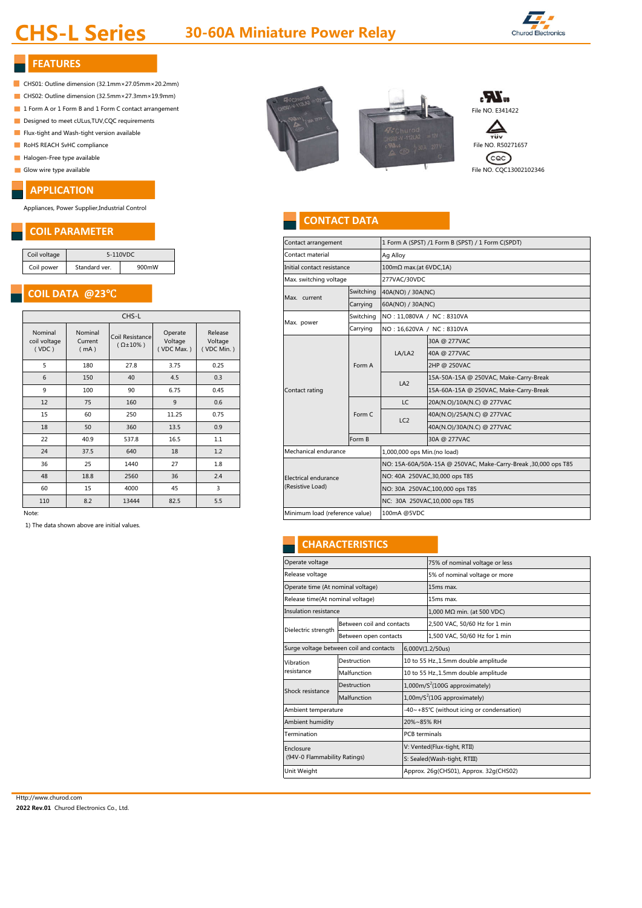# CHS-L Series

## 30-60A Miniature Power Relay

Churod Electronics

## FEATURES

- CHS01: Outline dimension (32.1mm×27.05mm×20.2mm)
- CHS02: Outline dimension (32.5mm×27.3mm×19.9mm)
- 1 Form A or 1 Form B and 1 Form C contact arrangement
- Designed to meet cULus,TUV,CQC requirements
- Flux-tight and Wash-tight version available
- RoHS REACH SvHC compliance
- Halogen-Free type available
- Glow wire type available

File NO. E341422

File NO. R50271657

File NO. CQC13002102346

## APPLICATION

Appliances, Power Supplier,Industrial Control

## COIL PARAMETER

| Coil voltage | 5-110VDC | |
|---|---|---|
| Coil power | Standard ver. | 900mW |

## COIL DATA @23℃

| CHS-L | | | | |
|---|---|---|---|---|
| Nominal coil voltage (VDC) | Nominal Current (mA) | Coil Resistance (Ω±10%) | Operate Voltage (VDC Max.) | Release Voltage (VDC Min.) |
| 5 | 180 | 27.8 | 3.75 | 0.25 |
| 6 | 150 | 40 | 4.5 | 0.3 |
| 9 | 100 | 90 | 6.75 | 0.45 |
| 12 | 75 | 160 | 9 | 0.6 |
| 15 | 60 | 250 | 11.25 | 0.75 |
| 18 | 50 | 360 | 13.5 | 0.9 |
| 22 | 40.9 | 537.8 | 16.5 | 1.1 |
| 24 | 37.5 | 640 | 18 | 1.2 |
| 36 | 25 | 1440 | 27 | 1.8 |
| 48 | 18.8 | 2560 | 36 | 2.4 |
| 60 | 15 | 4000 | 45 | 3 |
| 110 | 8.2 | 13444 | 82.5 | 5.5 |

Note:

1) The data shown above are initial values.

## CONTACT DATA

| Contact arrangement | | | 1 Form A (SPST) /1 Form B (SPST) / 1 Form C(SPDT) |
|---|---|---|---|
| Contact material | | | Ag Alloy |
| Initial contact resistance | | | 100mΩ max.(at 6VDC,1A) |
| Max. switching voltage | | | 277VAC/30VDC |
| Max. current | Switching | | 40A(NO) / 30A(NC) |
| | Carrying | | 60A(NO) / 30A(NC) |
| Max. power | Switching | | NO : 11,080VA / NC : 8310VA |
| | Carrying | | NO : 16,620VA / NC : 8310VA |
| Contact rating | Form A | LA/LA2 | 30A @ 277VAC |
| | | | 40A @ 277VAC |
| | | | 2HP @ 250VAC |
| | | LA2 | 15A-50A-15A @ 250VAC, Make-Carry-Break |
| | | | 15A-60A-15A @ 250VAC, Make-Carry-Break |
| | Form C | LC | 20A(N.O)/10A(N.C) @ 277VAC |
| | | LC2 | 40A(N.O)/25A(N.C) @ 277VAC |
| | | | 40A(N.O)/30A(N.C) @ 277VAC |
| | Form B | | 30A @ 277VAC |
| Mechanical endurance | | | 1,000,000 ops Min.(no load) |
| Electrical endurance (Resistive Load) | | | NO: 15A-60A/50A-15A @ 250VAC, Make-Carry-Break ,30,000 ops T85 |
| | | | NO: 40A 250VAC,30,000 ops T85 |
| | | | NO: 30A 250VAC,100,000 ops T85 |
| | | | NC: 30A 250VAC,10,000 ops T85 |
| Minimum load (reference value) | | | 100mA @5VDC |

## CHARACTERISTICS

| Operate voltage | | 75% of nominal voltage or less |
|---|---|---|
| Release voltage | | 5% of nominal voltage or more |
| Operate time (At nominal voltage) | | 15ms max. |
| Release time(At nominal voltage) | | 15ms max. |
| Insulation resistance | | 1,000 MΩ min. (at 500 VDC) |
| Dielectric strength | Between coil and contacts | 2,500 VAC, 50/60 Hz for 1 min |
| | Between open contacts | 1,500 VAC, 50/60 Hz for 1 min |
| Surge voltage between coil and contacts | | 6,000V(1.2/50us) |
| Vibration resistance | Destruction | 10 to 55 Hz.,1.5mm double amplitude |
| | Malfunction | 10 to 55 Hz.,1.5mm double amplitude |
| Shock resistance | Destruction | 1,000m/$S^2$(100G approximately) |
| | Malfunction | 1,00m/$S^2$(10G approximately) |
| Ambient temperature | | -40~+85℃ (without icing or condensation) |
| Ambient humidity | | 20%~85% RH |
| Termination | | PCB terminals |
| Enclosure (94V-0 Flammability Ratings) | | V: Vented(Flux-tight, RTII) |
| | | S: Sealed(Wash-tight, RTIII) |
| Unit Weight | | Approx. 26g(CHS01), Approx. 32g(CHS02) |

Http://www.churod.com

**2022 Rev.01** Churod Electronics Co., Ltd.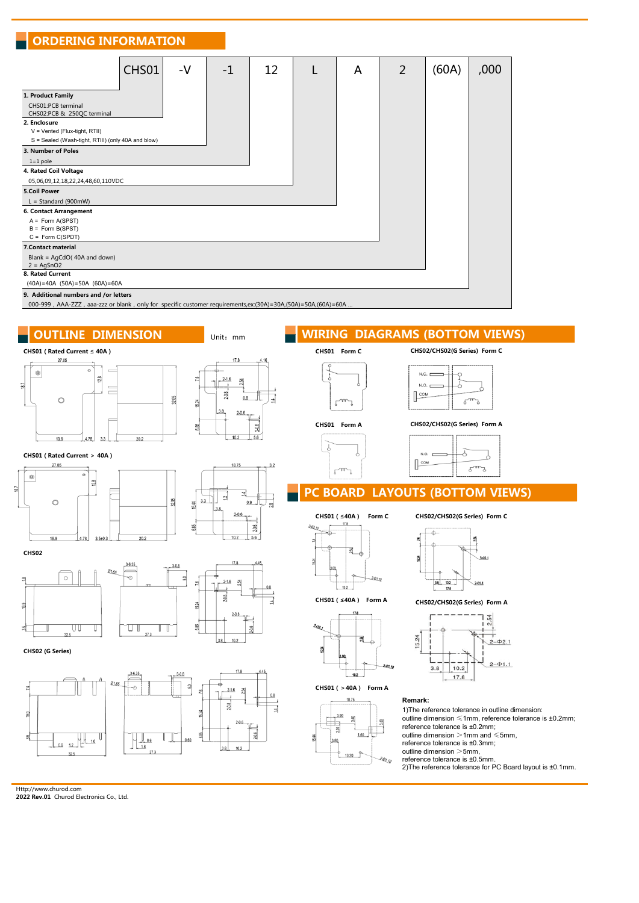## ORDERING INFORMATION

| CHS01 | -V | -1 | 12 | L | A | 2 | (60A) | ,000 |
|---|---|---|---|---|---|---|---|---|

**1. Product Family**
CHS01:PCB terminal
CHS02:PCB & 250QC terminal

**2. Enclosure**
V = Vented (Flux-tight, RTII)
S = Sealed (Wash-tight, RTIII) (only 40A and blow)

**3. Number of Poles**
1=1 pole

**4. Rated Coil Voltage**
05,06,09,12,18,22,24,48,60,110VDC

**5.Coil Power**
L = Standard (900mW)

**6. Contact Arrangement**
A = Form A(SPST)
B = Form B(SPST)
C = Form C(SPDT)

**7.Contact material**
Blank = AgCdO( 40A and down)
2 = AgSnO2

**8. Rated Current**
(40A)=40A (50A)=50A (60A)=60A

**9. Additional numbers and /or letters**
000-999 , AAA-ZZZ , aaa-zzz or blank , only for specific customer requirements,ex:(30A)=30A,(50A)=50A,(60A)=60A ...

## OUTLINE DIMENSION

Unit：mm

**CHS01 ( Rated Current ≤ 40A )**

**CHS01 ( Rated Current > 40A )**

**CHS02**

**CHS02 (G Series)**

## WIRING DIAGRAMS (BOTTOM VIEWS)

**CHS01 Form C**

**CHS02/CHS02(G Series) Form C**

**CHS01 Form A**

**CHS02/CHS02(G Series) Form A**

## PC BOARD LAYOUTS (BOTTOM VIEWS)

**CHS01 ( ≤40A ) Form C**

**CHS02/CHS02(G Series) Form C**

**CHS01 ( ≤40A ) Form A**

**CHS02/CHS02(G Series) Form A**

**CHS01 ( > 40A ) Form A**

**Remark:**

1)The reference tolerance in outline dimension:
outline dimension ≤1mm, reference tolerance is ±0.2mm;
outline dimension >1mm and ≤5mm,
reference tolerance is ±0.3mm;
outline dimension >5mm,
reference tolerance is ±0.5mm.
2)The reference tolerance for PC Board layout is ±0.1mm.

Http://www.churod.com
**2022 Rev.01** Churod Electronics Co., Ltd.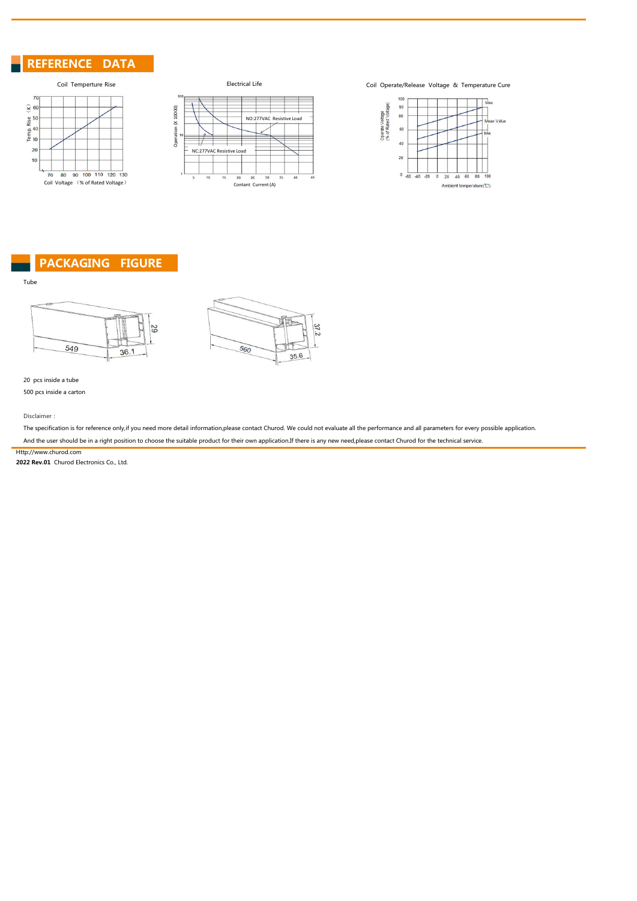## REFERENCE DATA

Coil Temperture Rise

Temp. Rise (K)
70
60
50
40
30
20
10
70 80 90 100 110 120 130
Coil Voltage (% of Rated Voltage)

Electrical Life

Operation (X 10000)
100
10
1
NO:277VAC Resistive Load
NC:277VAC Resistive Load
5 10 15 20 25 30 35 40 45
Contant Current (A)

Coil Operate/Release Voltage & Temperature Cure

Operate Voltage (% of Rated Voltage)
100
90
80
60
40
20
0
Max
Mean Velue
Min
-60 -40 -20 0 20 40 60 80 100
Ambient temperature(℃)

## PACKAGING FIGURE

Tube

549
36.1
29

560
35.6
37.2

20 pcs inside a tube

500 pcs inside a carton

Disclaimer :

The specification is for reference only,if you need more detail information,please contact Churod. We could not evaluate all the performance and all parameters for every possible application.

And the user should be in a right position to choose the suitable product for their own application.If there is any new need,please contact Churod for the technical service.